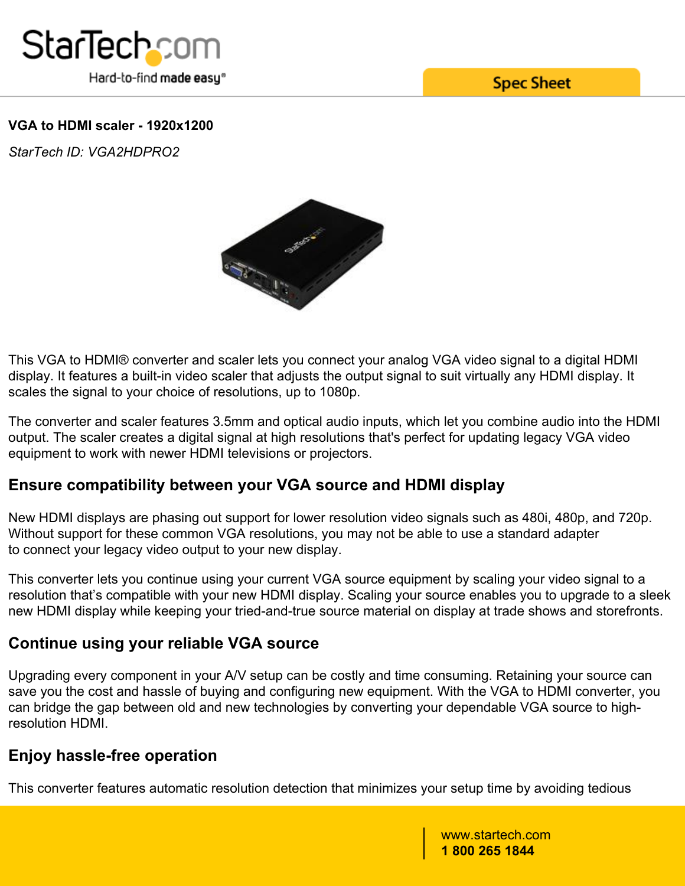**VGA to HDMI scaler - 1920x1200**

*StarTech ID: VGA2HDPRO2*

This VGA to HDMI® converter and scaler lets you connect your analog VGA video signal to a digital HDMI display. It features a built-in video scaler that adjusts the output signal to suit virtually any HDMI display. It scales the signal to your choice of resolutions, up to 1080p.

The converter and scaler features 3.5mm and optical audio inputs, which let you combine audio into the HDMI output. The scaler creates a digital signal at high resolutions that's perfect for updating legacy VGA video equipment to work with newer HDMI televisions or projectors.

## Ensure compatibility between your VGA source and HDMI display

New HDMI displays are phasing out support for lower resolution video signals such as 480i, 480p, and 720p. Without support for these common VGA resolutions, you may not be able to use a standard adapter to connect your legacy video output to your new display.

This converter lets you continue using your current VGA source equipment by scaling your video signal to a resolution that's compatible with your new HDMI display. Scaling your source enables you to upgrade to a sleek new HDMI display while keeping your tried-and-true source material on display at trade shows and storefronts.

## Continue using your reliable VGA source

Upgrading every component in your A/V setup can be costly and time consuming. Retaining your source can save you the cost and hassle of buying and configuring new equipment. With the VGA to HDMI converter, you can bridge the gap between old and new technologies by converting your dependable VGA source to high-resolution HDMI.

## Enjoy hassle-free operation

This converter features automatic resolution detection that minimizes your setup time by avoiding tedious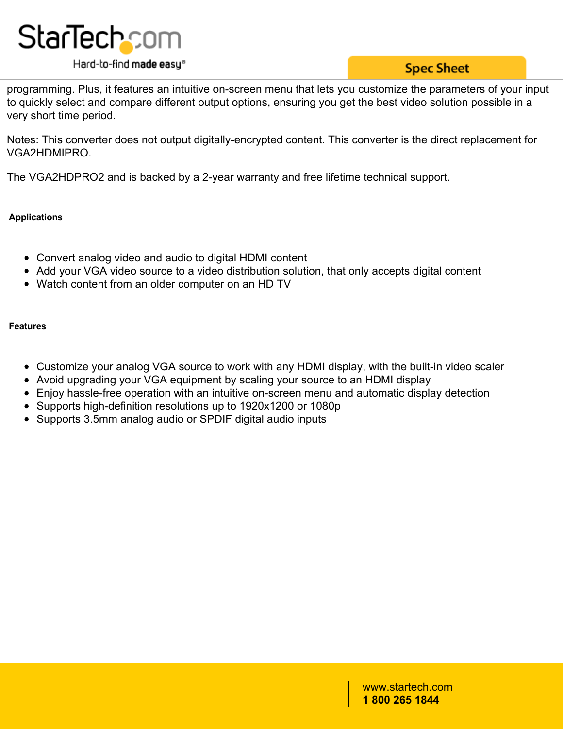programming. Plus, it features an intuitive on-screen menu that lets you customize the parameters of your input to quickly select and compare different output options, ensuring you get the best video solution possible in a very short time period.

Notes: This converter does not output digitally-encrypted content. This converter is the direct replacement for VGA2HDMIPRO.

The VGA2HDPRO2 and is backed by a 2-year warranty and free lifetime technical support.

**Applications**

- Convert analog video and audio to digital HDMI content
- Add your VGA video source to a video distribution solution, that only accepts digital content
- Watch content from an older computer on an HD TV

**Features**

- Customize your analog VGA source to work with any HDMI display, with the built-in video scaler
- Avoid upgrading your VGA equipment by scaling your source to an HDMI display
- Enjoy hassle-free operation with an intuitive on-screen menu and automatic display detection
- Supports high-definition resolutions up to 1920x1200 or 1080p
- Supports 3.5mm analog audio or SPDIF digital audio inputs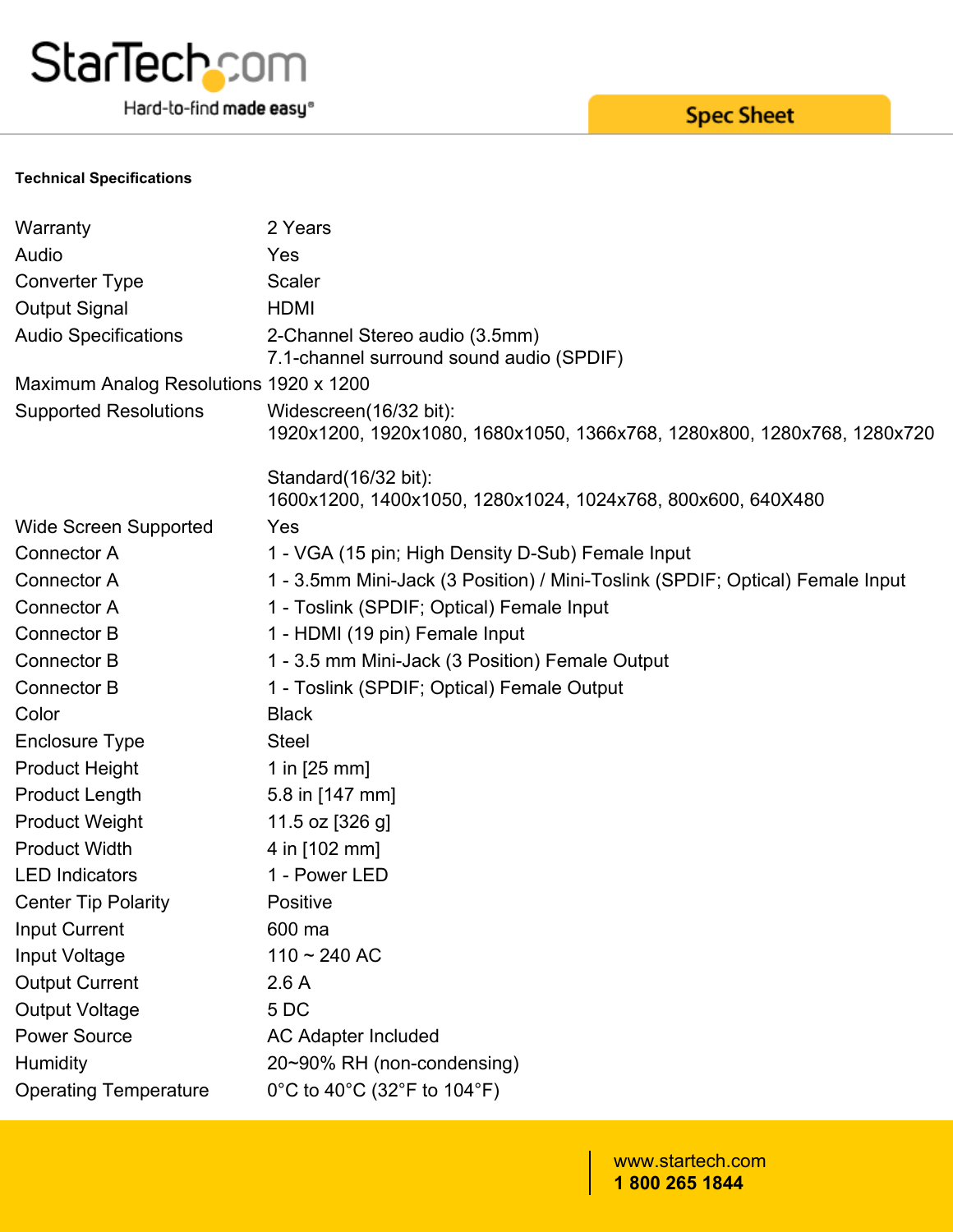**Technical Specifications**

| | |
|---|---|
| Warranty | 2 Years |
| Audio | Yes |
| Converter Type | Scaler |
| Output Signal | HDMI |
| Audio Specifications | 2-Channel Stereo audio (3.5mm)<br>7.1-channel surround sound audio (SPDIF) |
| Maximum Analog Resolutions | 1920 x 1200 |
| Supported Resolutions | Widescreen(16/32 bit):<br>1920x1200, 1920x1080, 1680x1050, 1366x768, 1280x800, 1280x768, 1280x720<br><br>Standard(16/32 bit):<br>1600x1200, 1400x1050, 1280x1024, 1024x768, 800x600, 640X480 |
| Wide Screen Supported | Yes |
| Connector A | 1 - VGA (15 pin; High Density D-Sub) Female Input |
| Connector A | 1 - 3.5mm Mini-Jack (3 Position) / Mini-Toslink (SPDIF; Optical) Female Input |
| Connector A | 1 - Toslink (SPDIF; Optical) Female Input |
| Connector B | 1 - HDMI (19 pin) Female Input |
| Connector B | 1 - 3.5 mm Mini-Jack (3 Position) Female Output |
| Connector B | 1 - Toslink (SPDIF; Optical) Female Output |
| Color | Black |
| Enclosure Type | Steel |
| Product Height | 1 in [25 mm] |
| Product Length | 5.8 in [147 mm] |
| Product Weight | 11.5 oz [326 g] |
| Product Width | 4 in [102 mm] |
| LED Indicators | 1 - Power LED |
| Center Tip Polarity | Positive |
| Input Current | 600 ma |
| Input Voltage | 110 ~ 240 AC |
| Output Current | 2.6 A |
| Output Voltage | 5 DC |
| Power Source | AC Adapter Included |
| Humidity | 20~90% RH (non-condensing) |
| Operating Temperature | 0°C to 40°C (32°F to 104°F) |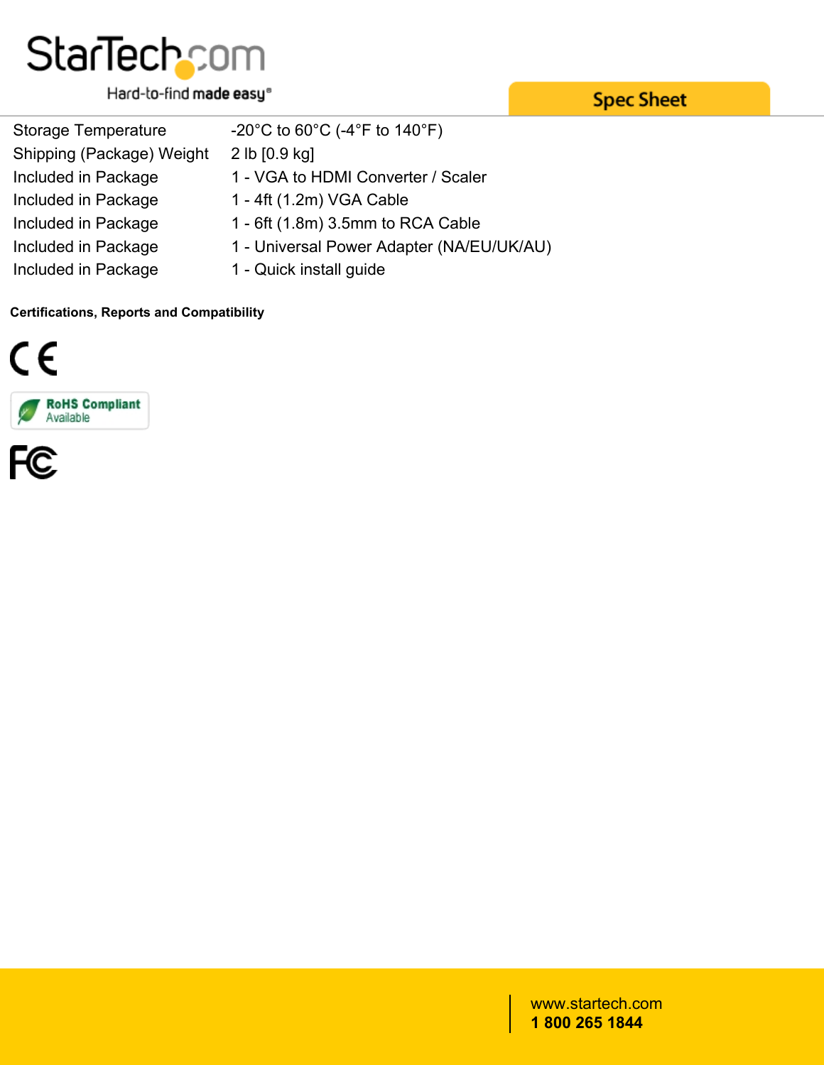| | |
|---|---|
| Storage Temperature | -20°C to 60°C (-4°F to 140°F) |
| Shipping (Package) Weight | 2 lb [0.9 kg] |
| Included in Package | 1 - VGA to HDMI Converter / Scaler |
| Included in Package | 1 - 4ft (1.2m) VGA Cable |
| Included in Package | 1 - 6ft (1.8m) 3.5mm to RCA Cable |
| Included in Package | 1 - Universal Power Adapter (NA/EU/UK/AU) |
| Included in Package | 1 - Quick install guide |

**Certifications, Reports and Compatibility**

CE

RoHS Compliant Available

FC